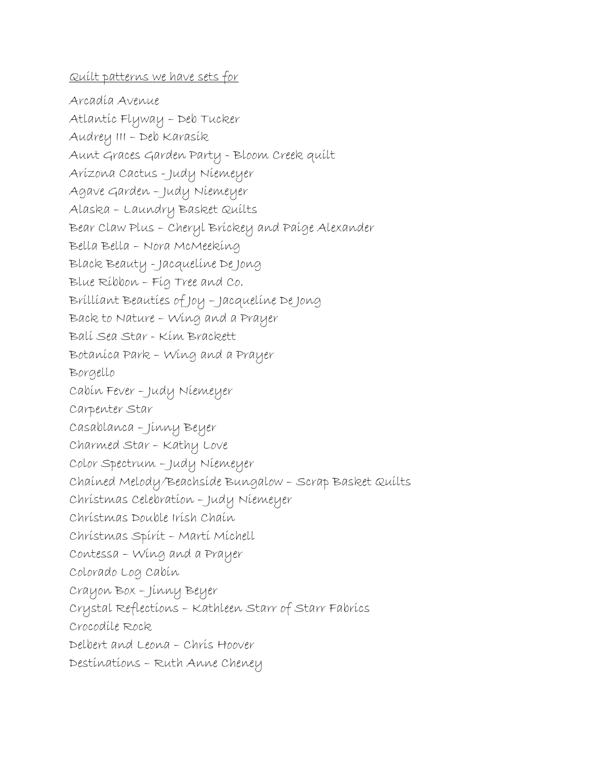Quilt patterns we have sets for

Arcadia Avenue
Atlantic Flyway – Deb Tucker
Audrey III – Deb Karasik
Aunt Graces Garden Party - Bloom Creek quilt
Arizona Cactus - Judy Niemeyer
Agave Garden – Judy Niemeyer
Alaska – Laundry Basket Quilts
Bear Claw Plus – Cheryl Brickey and Paige Alexander
Bella Bella – Nora McMeeking
Black Beauty - Jacqueline De Jong
Blue Ribbon – Fig Tree and Co.
Brilliant Beauties of Joy – Jacqueline De Jong
Back to Nature – Wing and a Prayer
Bali Sea Star - Kim Brackett
Botanica Park – Wing and a Prayer
Borgello
Cabin Fever – Judy Niemeyer
Carpenter Star
Casablanca – Jinny Beyer
Charmed Star – Kathy Love
Color Spectrum – Judy Niemeyer
Chained Melody/Beachside Bungalow – Scrap Basket Quilts
Christmas Celebration – Judy Niemeyer
Christmas Double Irish Chain
Christmas Spirit – Marti Michell
Contessa – Wing and a Prayer
Colorado Log Cabin
Crayon Box – Jinny Beyer
Crystal Reflections – Kathleen Starr of Starr Fabrics
Crocodile Rock
Delbert and Leona – Chris Hoover
Destinations – Ruth Anne Cheney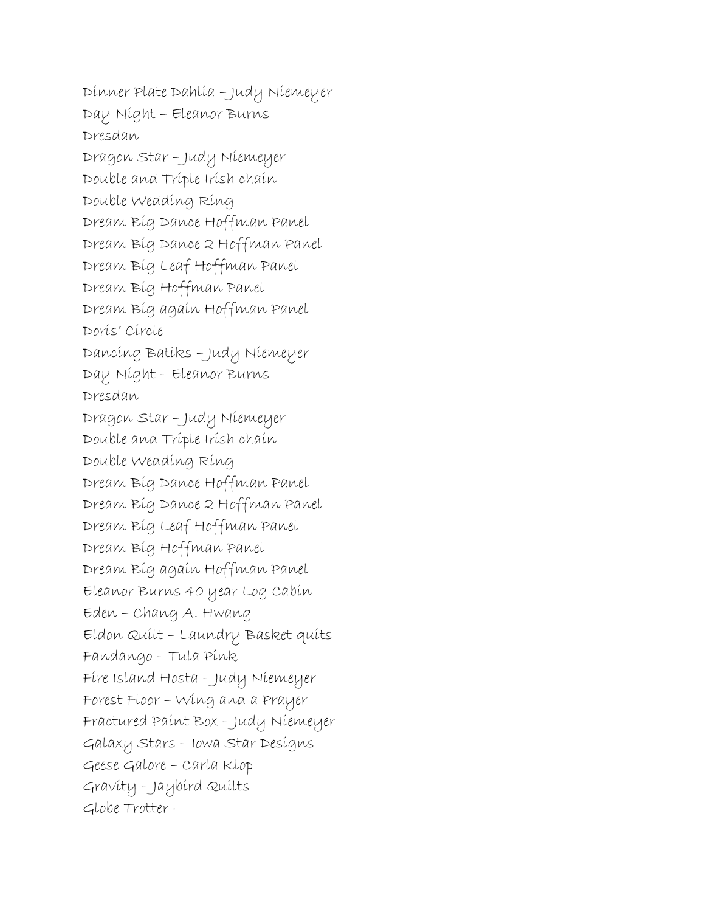Dinner Plate Dahlia – Judy Niemeyer
Day Night – Eleanor Burns
Dresdan
Dragon Star – Judy Niemeyer
Double and Triple Irish chain
Double Wedding Ring
Dream Big Dance Hoffman Panel
Dream Big Dance 2 Hoffman Panel
Dream Big Leaf Hoffman Panel
Dream Big Hoffman Panel
Dream Big again Hoffman Panel
Doris' Circle
Dancing Batiks – Judy Niemeyer
Day Night – Eleanor Burns
Dresdan
Dragon Star – Judy Niemeyer
Double and Triple Irish chain
Double Wedding Ring
Dream Big Dance Hoffman Panel
Dream Big Dance 2 Hoffman Panel
Dream Big Leaf Hoffman Panel
Dream Big Hoffman Panel
Dream Big again Hoffman Panel
Eleanor Burns 40 year Log Cabin
Eden – Chang A. Hwang
Eldon Quilt – Laundry Basket quits
Fandango – Tula Pink
Fire Island Hosta – Judy Niemeyer
Forest Floor – Wing and a Prayer
Fractured Paint Box – Judy Niemeyer
Galaxy Stars – Iowa Star Designs
Geese Galore – Carla Klop
Gravity – Jaybird Quilts
Globe Trotter -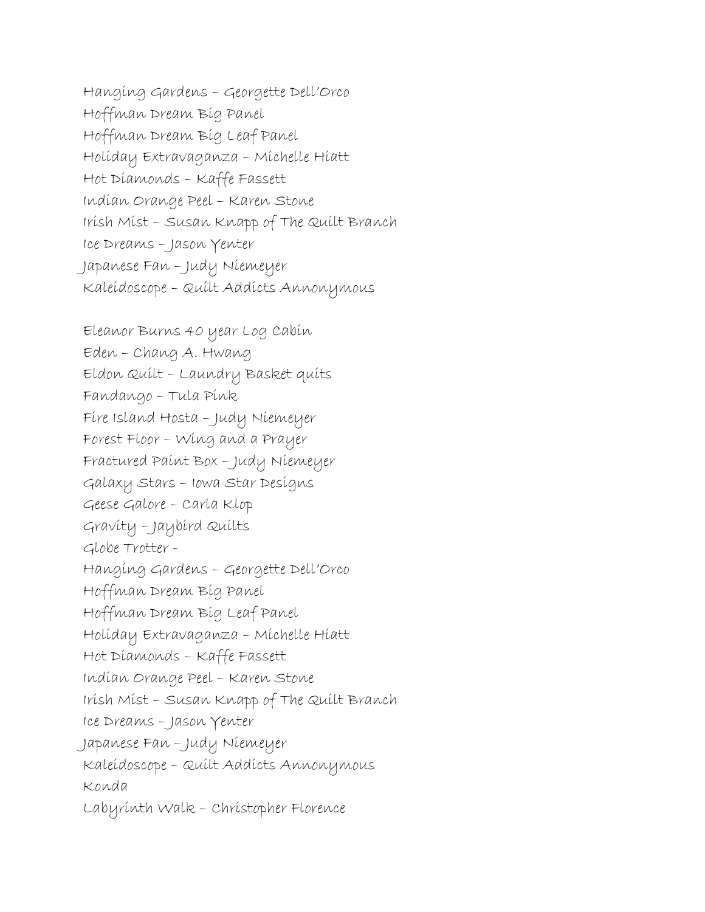Hanging Gardens – Georgette Dell'Orco
Hoffman Dream Big Panel
Hoffman Dream Big Leaf Panel
Holiday Extravaganza – Michelle Hiatt
Hot Diamonds – Kaffe Fassett
Indian Orange Peel – Karen Stone
Irish Mist – Susan Knapp of The Quilt Branch
Ice Dreams – Jason Yenter
Japanese Fan – Judy Niemeyer
Kaleidoscope – Quilt Addicts Annonymous

Eleanor Burns 40 year Log Cabin
Eden – Chang A. Hwang
Eldon Quilt – Laundry Basket quits
Fandango – Tula Pink
Fire Island Hosta – Judy Niemeyer
Forest Floor – Wing and a Prayer
Fractured Paint Box – Judy Niemeyer
Galaxy Stars – Iowa Star Designs
Geese Galore – Carla Klop
Gravity – Jaybird Quilts
Globe Trotter -
Hanging Gardens – Georgette Dell'Orco
Hoffman Dream Big Panel
Hoffman Dream Big Leaf Panel
Holiday Extravaganza – Michelle Hiatt
Hot Diamonds – Kaffe Fassett
Indian Orange Peel – Karen Stone
Irish Mist – Susan Knapp of The Quilt Branch
Ice Dreams – Jason Yenter
Japanese Fan – Judy Niemeyer
Kaleidoscope – Quilt Addicts Annonymous
Konda
Labyrinth Walk – Christopher Florence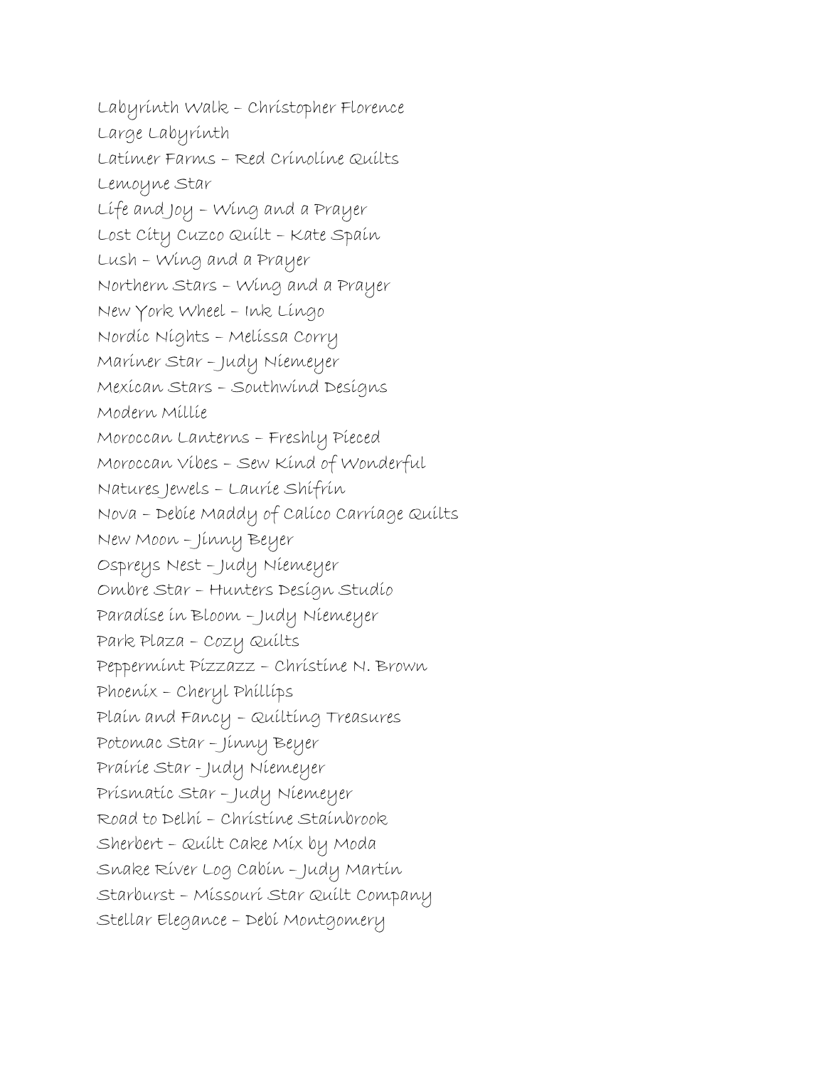Labyrinth Walk – Christopher Florence
Large Labyrinth
Latimer Farms – Red Crinoline Quilts
Lemoyne Star
Life and Joy – Wing and a Prayer
Lost City Cuzco Quilt – Kate Spain
Lush – Wing and a Prayer
Northern Stars – Wing and a Prayer
New York Wheel – Ink Lingo
Nordic Nights – Melissa Corry
Mariner Star – Judy Niemeyer
Mexican Stars – Southwind Designs
Modern Millie
Moroccan Lanterns – Freshly Pieced
Moroccan Vibes – Sew Kind of Wonderful
Natures Jewels – Laurie Shifrin
Nova – Debie Maddy of Calico Carriage Quilts
New Moon – Jinny Beyer
Ospreys Nest – Judy Niemeyer
Ombre Star – Hunters Design Studio
Paradise in Bloom – Judy Niemeyer
Park Plaza – Cozy Quilts
Peppermint Pizzazz – Christine N. Brown
Phoenix – Cheryl Phillips
Plain and Fancy – Quilting Treasures
Potomac Star – Jinny Beyer
Prairie Star - Judy Niemeyer
Prismatic Star – Judy Niemeyer
Road to Delhi – Christine Stainbrook
Sherbert – Quilt Cake Mix by Moda
Snake River Log Cabin – Judy Martin
Starburst – Missouri Star Quilt Company
Stellar Elegance – Debi Montgomery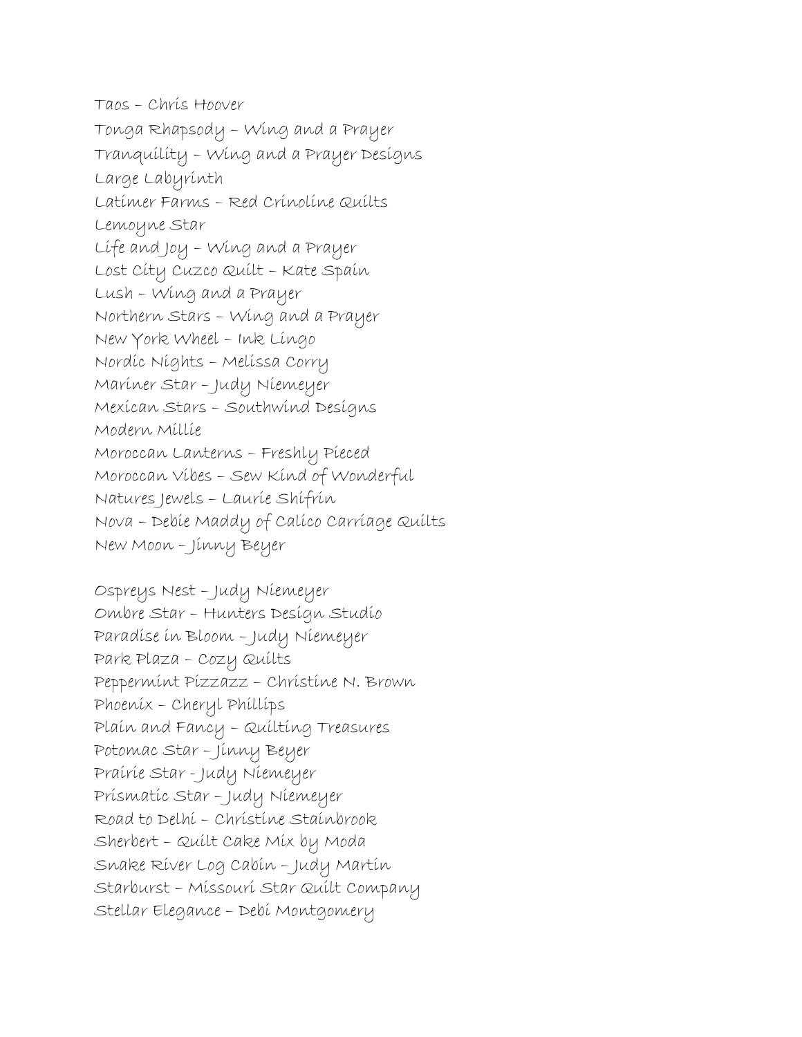Taos – Chris Hoover
Tonga Rhapsody – Wing and a Prayer
Tranquility – Wing and a Prayer Designs
Large Labyrinth
Latimer Farms – Red Crinoline Quilts
Lemoyne Star
Life and Joy – Wing and a Prayer
Lost City Cuzco Quilt – Kate Spain
Lush – Wing and a Prayer
Northern Stars – Wing and a Prayer
New York Wheel – Ink Lingo
Nordic Nights – Melissa Corry
Mariner Star – Judy Niemeyer
Mexican Stars – Southwind Designs
Modern Millie
Moroccan Lanterns – Freshly Pieced
Moroccan Vibes – Sew Kind of Wonderful
Natures Jewels – Laurie Shifrin
Nova – Debie Maddy of Calico Carriage Quilts
New Moon – Jinny Beyer

Ospreys Nest – Judy Niemeyer
Ombre Star – Hunters Design Studio
Paradise in Bloom – Judy Niemeyer
Park Plaza – Cozy Quilts
Peppermint Pizzazz – Christine N. Brown
Phoenix – Cheryl Phillips
Plain and Fancy – Quilting Treasures
Potomac Star – Jinny Beyer
Prairie Star - Judy Niemeyer
Prismatic Star – Judy Niemeyer
Road to Delhi – Christine Stainbrook
Sherbert – Quilt Cake Mix by Moda
Snake River Log Cabin – Judy Martin
Starburst – Missouri Star Quilt Company
Stellar Elegance – Debi Montgomery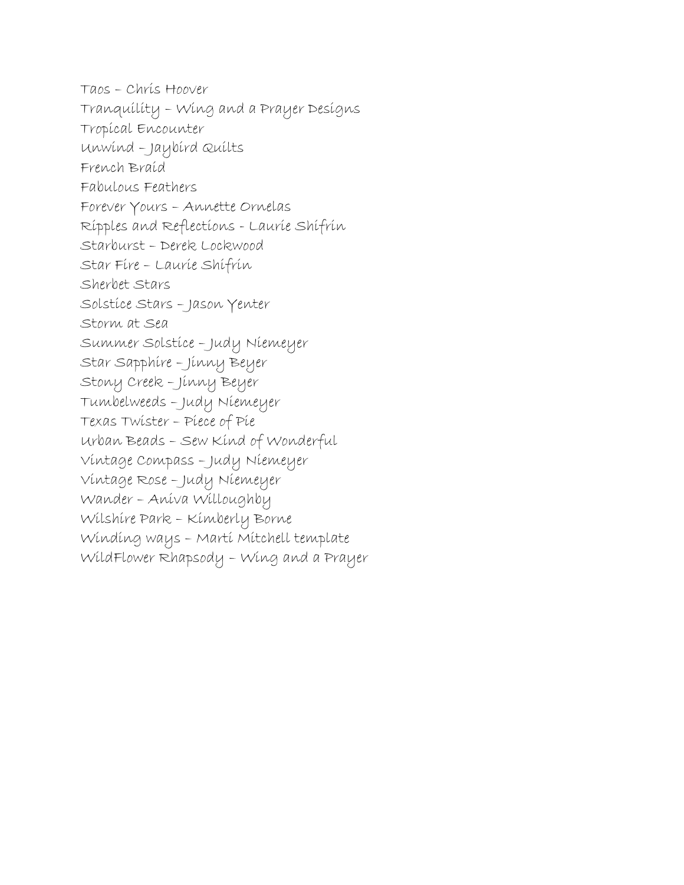Taos – Chris Hoover
Tranquility – Wing and a Prayer Designs
Tropical Encounter
Unwind – Jaybird Quilts
French Braid
Fabulous Feathers
Forever Yours – Annette Ornelas
Ripples and Reflections - Laurie Shifrin
Starburst – Derek Lockwood
Star Fire – Laurie Shifrin
Sherbet Stars
Solstice Stars – Jason Yenter
Storm at Sea
Summer Solstice – Judy Niemeyer
Star Sapphire – Jinny Beyer
Stony Creek – Jinny Beyer
Tumbelweeds – Judy Niemeyer
Texas Twister – Piece of Pie
Urban Beads – Sew Kind of Wonderful
Vintage Compass – Judy Niemeyer
Vintage Rose – Judy Niemeyer
Wander – Aniva Willoughby
Wilshire Park – Kimberly Borne
Winding ways – Marti Mitchell template
WildFlower Rhapsody – Wing and a Prayer